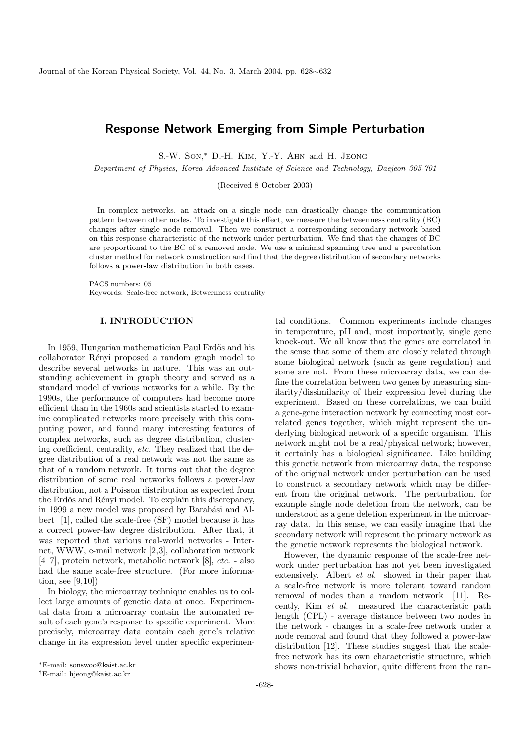# Response Network Emerging from Simple Perturbation

S.-W. Son,* D.-H. Kim, Y.-Y. Ahn and H. Jeong†

*Department of Physics, Korea Advanced Institute of Science and Technology, Daejeon 305-701*

(Received 8 October 2003)

In complex networks, an attack on a single node can drastically change the communication pattern between other nodes. To investigate this effect, we measure the betweenness centrality (BC) changes after single node removal. Then we construct a corresponding secondary network based on this response characteristic of the network under perturbation. We find that the changes of BC are proportional to the BC of a removed node. We use a minimal spanning tree and a percolation cluster method for network construction and find that the degree distribution of secondary networks follows a power-law distribution in both cases.

PACS numbers: 05
Keywords: Scale-free network, Betweenness centrality

## I. INTRODUCTION

In 1959, Hungarian mathematician Paul Erdös and his collaborator Rényi proposed a random graph model to describe several networks in nature. This was an outstanding achievement in graph theory and served as a standard model of various networks for a while. By the 1990s, the performance of computers had become more efficient than in the 1960s and scientists started to examine complicated networks more precisely with this computing power, and found many interesting features of complex networks, such as degree distribution, clustering coefficient, centrality, *etc.* They realized that the degree distribution of a real network was not the same as that of a random network. It turns out that the degree distribution of some real networks follows a power-law distribution, not a Poisson distribution as expected from the Erdös and Rényi model. To explain this discrepancy, in 1999 a new model was proposed by Barabási and Albert [1], called the scale-free (SF) model because it has a correct power-law degree distribution. After that, it was reported that various real-world networks - Internet, WWW, e-mail network [2,3], collaboration network [4–7], protein network, metabolic network [8], *etc.* - also had the same scale-free structure. (For more information, see [9,10])

In biology, the microarray technique enables us to collect large amounts of genetic data at once. Experimental data from a microarray contain the automated result of each gene's response to specific experiment. More precisely, microarray data contain each gene's relative change in its expression level under specific experimental conditions. Common experiments include changes in temperature, pH and, most importantly, single gene knock-out. We all know that the genes are correlated in the sense that some of them are closely related through some biological network (such as gene regulation) and some are not. From these microarray data, we can define the correlation between two genes by measuring similarity/dissimilarity of their expression level during the experiment. Based on these correlations, we can build a gene-gene interaction network by connecting most correlated genes together, which might represent the underlying biological network of a specific organism. This network might not be a real/physical network; however, it certainly has a biological significance. Like building this genetic network from microarray data, the response of the original network under perturbation can be used to construct a secondary network which may be different from the original network. The perturbation, for example single node deletion from the network, can be understood as a gene deletion experiment in the microarray data. In this sense, we can easily imagine that the secondary network will represent the primary network as the genetic network represents the biological network.

However, the dynamic response of the scale-free network under perturbation has not yet been investigated extensively. Albert *et al.* showed in their paper that a scale-free network is more tolerant toward random removal of nodes than a random network [11]. Recently, Kim *et al.* measured the characteristic path length (CPL) - average distance between two nodes in the network - changes in a scale-free network under a node removal and found that they followed a power-law distribution [12]. These studies suggest that the scale-free network has its own characteristic structure, which shows non-trivial behavior, quite different from the ran-

*E-mail: sonswoo@kaist.ac.kr

†E-mail: hjeong@kaist.ac.kr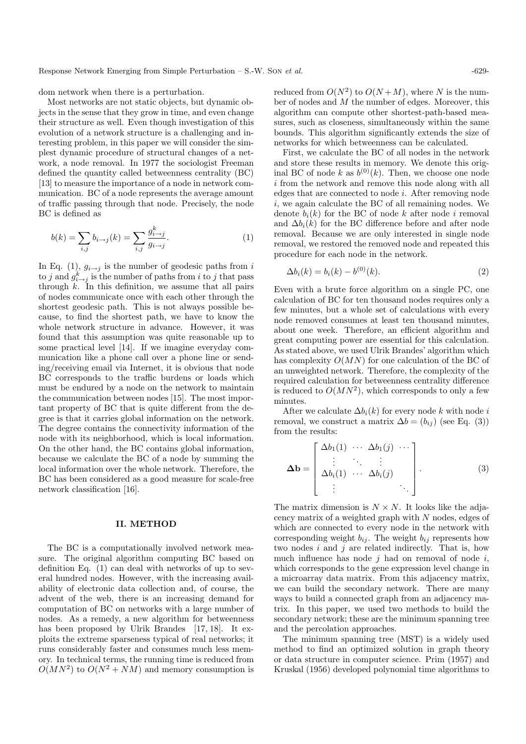dom network when there is a perturbation.

Most networks are not static objects, but dynamic objects in the sense that they grow in time, and even change their structure as well. Even though investigation of this evolution of a network structure is a challenging and interesting problem, in this paper we will consider the simplest dynamic procedure of structural changes of a network, a node removal. In 1977 the sociologist Freeman defined the quantity called betweenness centrality (BC) [13] to measure the importance of a node in network communication. BC of a node represents the average amount of traffic passing through that node. Precisely, the node BC is defined as

$$b(k) = \sum_{i,j} b_{i\to j}(k) = \sum_{i,j} \frac{g^k_{i\to j}}{g_{i\to j}}. \tag{1}$$

In Eq. (1), $g_{i\to j}$ is the number of geodesic paths from $i$ to $j$ and $g^k_{i\to j}$ is the number of paths from $i$ to $j$ that pass through $k$. In this definition, we assume that all pairs of nodes communicate once with each other through the shortest geodesic path. This is not always possible because, to find the shortest path, we have to know the whole network structure in advance. However, it was found that this assumption was quite reasonable up to some practical level [14]. If we imagine everyday communication like a phone call over a phone line or sending/receiving email via Internet, it is obvious that node BC corresponds to the traffic burdens or loads which must be endured by a node on the network to maintain the communication between nodes [15]. The most important property of BC that is quite different from the degree is that it carries global information on the network. The degree contains the connectivity information of the node with its neighborhood, which is local information. On the other hand, the BC contains global information, because we calculate the BC of a node by summing the local information over the whole network. Therefore, the BC has been considered as a good measure for scale-free network classification [16].

## II. METHOD

The BC is a computationally involved network measure. The original algorithm computing BC based on definition Eq. (1) can deal with networks of up to several hundred nodes. However, with the increasing availability of electronic data collection and, of course, the advent of the web, there is an increasing demand for computation of BC on networks with a large number of nodes. As a remedy, a new algorithm for betweenness has been proposed by Ulrik Brandes [17, 18]. It exploits the extreme sparseness typical of real networks; it runs considerably faster and consumes much less memory. In technical terms, the running time is reduced from $O(MN^2)$ to $O(N^2 + NM)$ and memory consumption is reduced from $O(N^2)$ to $O(N+M)$, where $N$ is the number of nodes and $M$ the number of edges. Moreover, this algorithm can compute other shortest-path-based measures, such as closeness, simultaneously within the same bounds. This algorithm significantly extends the size of networks for which betweenness can be calculated.

First, we calculate the BC of all nodes in the network and store these results in memory. We denote this original BC of node $k$ as $b^{(0)}(k)$. Then, we choose one node $i$ from the network and remove this node along with all edges that are connected to node $i$. After removing node $i$, we again calculate the BC of all remaining nodes. We denote $b_i(k)$ for the BC of node $k$ after node $i$ removal and $\Delta b_i(k)$ for the BC difference before and after node removal. Because we are only interested in single node removal, we restored the removed node and repeated this procedure for each node in the network.

$$\Delta b_i(k) = b_i(k) - b^{(0)}(k). \tag{2}$$

Even with a brute force algorithm on a single PC, one calculation of BC for ten thousand nodes requires only a few minutes, but a whole set of calculations with every node removed consumes at least ten thousand minutes, about one week. Therefore, an efficient algorithm and great computing power are essential for this calculation. As stated above, we used Ulrik Brandes' algorithm which has complexity $O(MN)$ for one calculation of the BC of an unweighted network. Therefore, the complexity of the required calculation for betweenness centrality difference is reduced to $O(MN^2)$, which corresponds to only a few minutes.

After we calculate $\Delta b_i(k)$ for every node $k$ with node $i$ removal, we construct a matrix $\Delta b = (b_{ij})$ (see Eq. (3)) from the results:

$$\mathbf{\Delta b} = \begin{bmatrix} \Delta b_1(1) & \cdots & \Delta b_1(j) & \cdots \\ \vdots & \ddots & \vdots & \\ \Delta b_i(1) & \cdots & \Delta b_i(j) & \\ \vdots & & & \ddots \end{bmatrix}. \tag{3}$$

The matrix dimension is $N \times N$. It looks like the adjacency matrix of a weighted graph with $N$ nodes, edges of which are connected to every node in the network with corresponding weight $b_{ij}$. The weight $b_{ij}$ represents how two nodes $i$ and $j$ are related indirectly. That is, how much influence has node $j$ had on removal of node $i$, which corresponds to the gene expression level change in a microarray data matrix. From this adjacency matrix, we can build the secondary network. There are many ways to build a connected graph from an adjacency matrix. In this paper, we used two methods to build the secondary network; these are the minimum spanning tree and the percolation approaches.

The minimum spanning tree (MST) is a widely used method to find an optimized solution in graph theory or data structure in computer science. Prim (1957) and Kruskal (1956) developed polynomial time algorithms to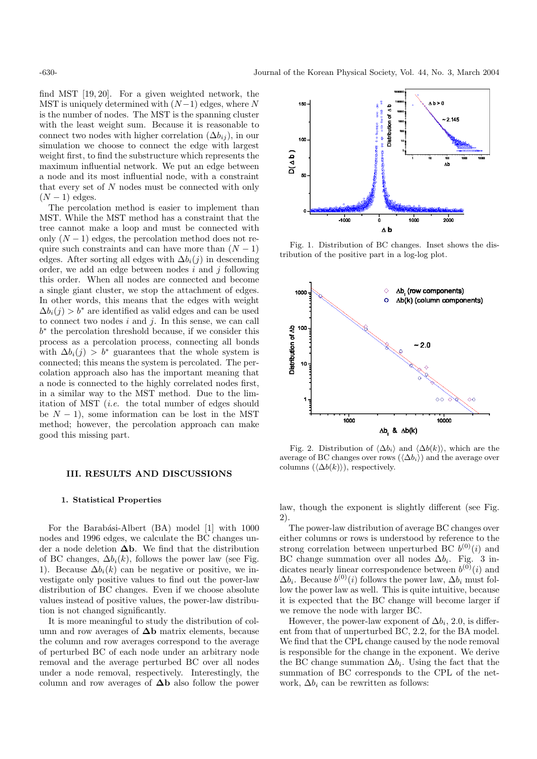find MST [19, 20]. For a given weighted network, the MST is uniquely determined with $(N-1)$ edges, where $N$ is the number of nodes. The MST is the spanning cluster with the least weight sum. Because it is reasonable to connect two nodes with higher correlation ($\Delta b_{ij}$), in our simulation we choose to connect the edge with largest weight first, to find the substructure which represents the maximum influential network. We put an edge between a node and its most influential node, with a constraint that every set of $N$ nodes must be connected with only $(N-1)$ edges.

The percolation method is easier to implement than MST. While the MST method has a constraint that the tree cannot make a loop and must be connected with only $(N-1)$ edges, the percolation method does not require such constraints and can have more than $(N-1)$ edges. After sorting all edges with $\Delta b_i(j)$ in descending order, we add an edge between nodes $i$ and $j$ following this order. When all nodes are connected and become a single giant cluster, we stop the attachment of edges. In other words, this means that the edges with weight $\Delta b_i(j) > b^*$ are identified as valid edges and can be used to connect two nodes $i$ and $j$. In this sense, we can call $b^*$ the percolation threshold because, if we consider this process as a percolation process, connecting all bonds with $\Delta b_i(j) > b^*$ guarantees that the whole system is connected; this means the system is percolated. The percolation approach also has the important meaning that a node is connected to the highly correlated nodes first, in a similar way to the MST method. Due to the limitation of MST (*i.e.* the total number of edges should be $N-1$), some information can be lost in the MST method; however, the percolation approach can make good this missing part.

## III. RESULTS AND DISCUSSIONS

### 1. Statistical Properties

For the Barabási-Albert (BA) model [1] with 1000 nodes and 1996 edges, we calculate the BC changes under a node deletion $\mathbf{\Delta b}$. We find that the distribution of BC changes, $\Delta b_i(k)$, follows the power law (see Fig. 1). Because $\Delta b_i(k)$ can be negative or positive, we investigate only positive values to find out the power-law distribution of BC changes. Even if we choose absolute values instead of positive values, the power-law distribution is not changed significantly.

It is more meaningful to study the distribution of column and row averages of $\mathbf{\Delta b}$ matrix elements, because the column and row averages correspond to the average of perturbed BC of each node under an arbitrary node removal and the average perturbed BC over all nodes under a node removal, respectively. Interestingly, the column and row averages of $\mathbf{\Delta b}$ also follow the power law, though the exponent is slightly different (see Fig. 2).

Fig. 1. Distribution of BC changes. Inset shows the distribution of the positive part in a log-log plot.

Fig. 2. Distribution of $\langle \Delta b_i \rangle$ and $\langle \Delta b(k) \rangle$, which are the average of BC changes over rows ($\langle \Delta b_i \rangle$) and the average over columns ($\langle \Delta b(k) \rangle$), respectively.

The power-law distribution of average BC changes over either columns or rows is understood by reference to the strong correlation between unperturbed BC $b^{(0)}(i)$ and BC change summation over all nodes $\Delta b_i$. Fig. 3 indicates nearly linear correspondence between $b^{(0)}(i)$ and $\Delta b_i$. Because $b^{(0)}(i)$ follows the power law, $\Delta b_i$ must follow the power law as well. This is quite intuitive, because it is expected that the BC change will become larger if we remove the node with larger BC.

However, the power-law exponent of $\Delta b_i$, 2.0, is different from that of unperturbed BC, 2.2, for the BA model. We find that the CPL change caused by the node removal is responsible for the change in the exponent. We derive the BC change summation $\Delta b_i$. Using the fact that the summation of BC corresponds to the CPL of the network, $\Delta b_i$ can be rewritten as follows: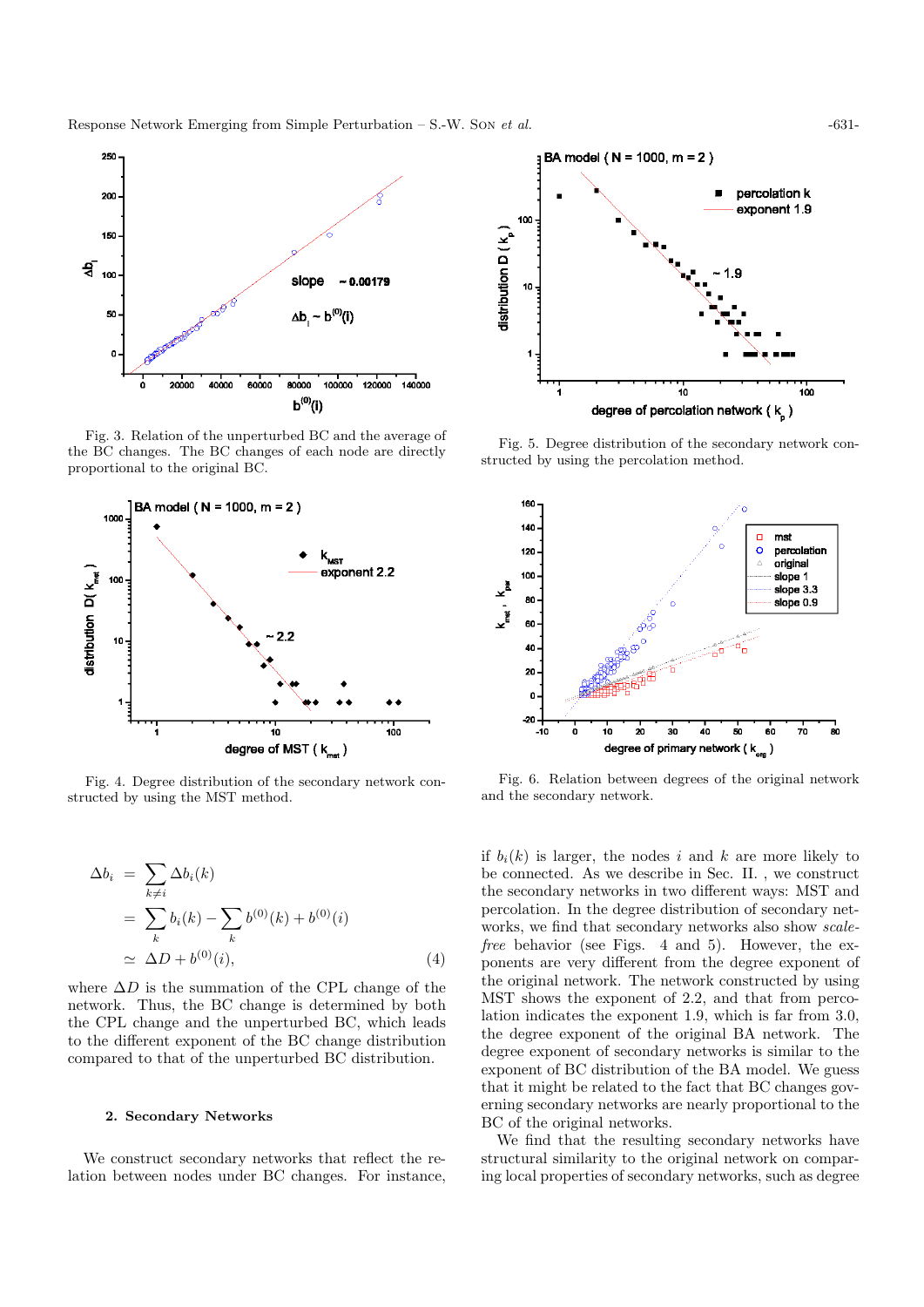Fig. 3. Relation of the unperturbed BC and the average of the BC changes. The BC changes of each node are directly proportional to the original BC.

Fig. 4. Degree distribution of the secondary network constructed by using the MST method.

Fig. 5. Degree distribution of the secondary network constructed by using the percolation method.

Fig. 6. Relation between degrees of the original network and the secondary network.

$$
\begin{aligned}
\Delta b_i &= \sum_{k \neq i} \Delta b_i(k) \\
&= \sum_k b_i(k) - \sum_k b^{(0)}(k) + b^{(0)}(i) \\
&\simeq \Delta D + b^{(0)}(i), \qquad (4)
\end{aligned}
$$

where $\Delta D$ is the summation of the CPL change of the network. Thus, the BC change is determined by both the CPL change and the unperturbed BC, which leads to the different exponent of the BC change distribution compared to that of the unperturbed BC distribution.

### 2. Secondary Networks

We construct secondary networks that reflect the relation between nodes under BC changes. For instance, if $b_i(k)$ is larger, the nodes $i$ and $k$ are more likely to be connected. As we describe in Sec. II. , we construct the secondary networks in two different ways: MST and percolation. In the degree distribution of secondary networks, we find that secondary networks also show *scale-free* behavior (see Figs. 4 and 5). However, the exponents are very different from the degree exponent of the original network. The network constructed by using MST shows the exponent of 2.2, and that from percolation indicates the exponent 1.9, which is far from 3.0, the degree exponent of the original BA network. The degree exponent of secondary networks is similar to the exponent of BC distribution of the BA model. We guess that it might be related to the fact that BC changes governing secondary networks are nearly proportional to the BC of the original networks.

We find that the resulting secondary networks have structural similarity to the original network on comparing local properties of secondary networks, such as degree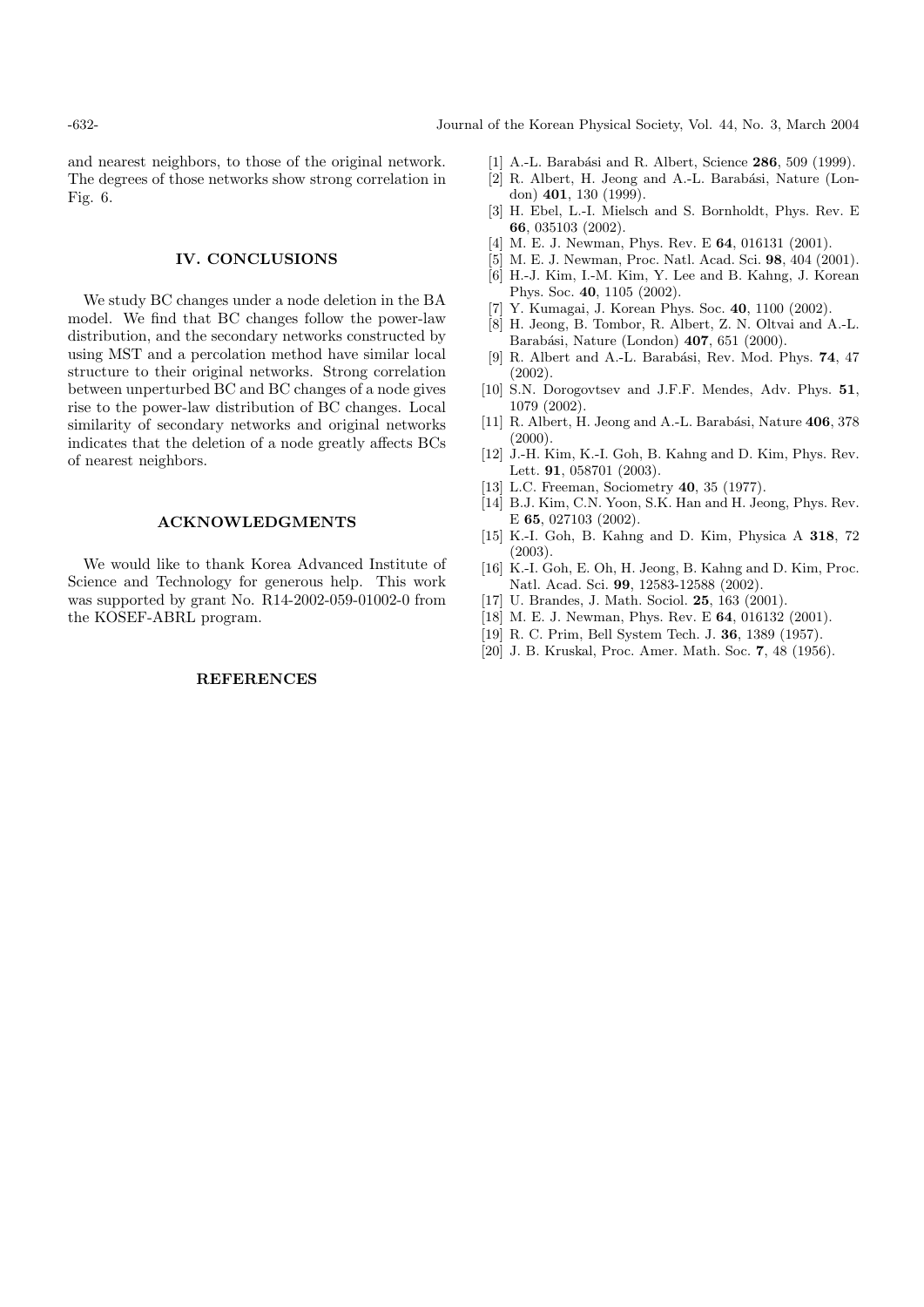and nearest neighbors, to those of the original network. The degrees of those networks show strong correlation in Fig. 6.

## IV. CONCLUSIONS

We study BC changes under a node deletion in the BA model. We find that BC changes follow the power-law distribution, and the secondary networks constructed by using MST and a percolation method have similar local structure to their original networks. Strong correlation between unperturbed BC and BC changes of a node gives rise to the power-law distribution of BC changes. Local similarity of secondary networks and original networks indicates that the deletion of a node greatly affects BCs of nearest neighbors.

## ACKNOWLEDGMENTS

We would like to thank Korea Advanced Institute of Science and Technology for generous help. This work was supported by grant No. R14-2002-059-01002-0 from the KOSEF-ABRL program.

## REFERENCES

[1] A.-L. Barabási and R. Albert, Science **286**, 509 (1999).
[2] R. Albert, H. Jeong and A.-L. Barabási, Nature (London) **401**, 130 (1999).
[3] H. Ebel, L.-I. Mielsch and S. Bornholdt, Phys. Rev. E **66**, 035103 (2002).
[4] M. E. J. Newman, Phys. Rev. E **64**, 016131 (2001).
[5] M. E. J. Newman, Proc. Natl. Acad. Sci. **98**, 404 (2001).
[6] H.-J. Kim, I.-M. Kim, Y. Lee and B. Kahng, J. Korean Phys. Soc. **40**, 1105 (2002).
[7] Y. Kumagai, J. Korean Phys. Soc. **40**, 1100 (2002).
[8] H. Jeong, B. Tombor, R. Albert, Z. N. Oltvai and A.-L. Barabási, Nature (London) **407**, 651 (2000).
[9] R. Albert and A.-L. Barabási, Rev. Mod. Phys. **74**, 47 (2002).
[10] S.N. Dorogovtsev and J.F.F. Mendes, Adv. Phys. **51**, 1079 (2002).
[11] R. Albert, H. Jeong and A.-L. Barabási, Nature **406**, 378 (2000).
[12] J.-H. Kim, K.-I. Goh, B. Kahng and D. Kim, Phys. Rev. Lett. **91**, 058701 (2003).
[13] L.C. Freeman, Sociometry **40**, 35 (1977).
[14] B.J. Kim, C.N. Yoon, S.K. Han and H. Jeong, Phys. Rev. E **65**, 027103 (2002).
[15] K.-I. Goh, B. Kahng and D. Kim, Physica A **318**, 72 (2003).
[16] K.-I. Goh, E. Oh, H. Jeong, B. Kahng and D. Kim, Proc. Natl. Acad. Sci. **99**, 12583-12588 (2002).
[17] U. Brandes, J. Math. Sociol. **25**, 163 (2001).
[18] M. E. J. Newman, Phys. Rev. E **64**, 016132 (2001).
[19] R. C. Prim, Bell System Tech. J. **36**, 1389 (1957).
[20] J. B. Kruskal, Proc. Amer. Math. Soc. **7**, 48 (1956).